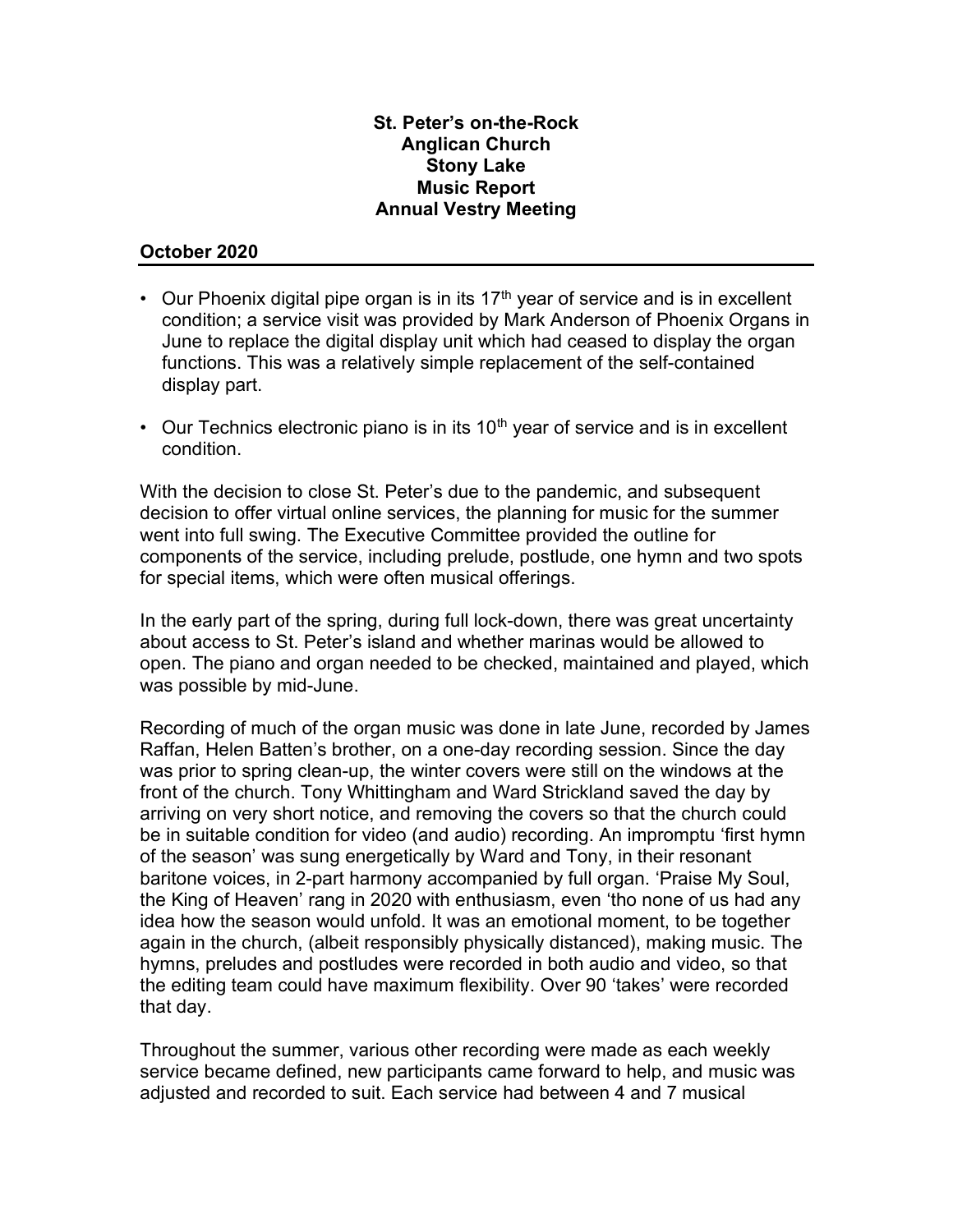**St. Peter's on-the-Rock**
**Anglican Church**
**Stony Lake**
**Music Report**
**Annual Vestry Meeting**

**October 2020**

- Our Phoenix digital pipe organ is in its 17th year of service and is in excellent condition; a service visit was provided by Mark Anderson of Phoenix Organs in June to replace the digital display unit which had ceased to display the organ functions. This was a relatively simple replacement of the self-contained display part.
- Our Technics electronic piano is in its 10th year of service and is in excellent condition.

With the decision to close St. Peter's due to the pandemic, and subsequent decision to offer virtual online services, the planning for music for the summer went into full swing. The Executive Committee provided the outline for components of the service, including prelude, postlude, one hymn and two spots for special items, which were often musical offerings.

In the early part of the spring, during full lock-down, there was great uncertainty about access to St. Peter's island and whether marinas would be allowed to open. The piano and organ needed to be checked, maintained and played, which was possible by mid-June.

Recording of much of the organ music was done in late June, recorded by James Raffan, Helen Batten's brother, on a one-day recording session. Since the day was prior to spring clean-up, the winter covers were still on the windows at the front of the church. Tony Whittingham and Ward Strickland saved the day by arriving on very short notice, and removing the covers so that the church could be in suitable condition for video (and audio) recording. An impromptu 'first hymn of the season' was sung energetically by Ward and Tony, in their resonant baritone voices, in 2-part harmony accompanied by full organ. 'Praise My Soul, the King of Heaven' rang in 2020 with enthusiasm, even 'tho none of us had any idea how the season would unfold. It was an emotional moment, to be together again in the church, (albeit responsibly physically distanced), making music. The hymns, preludes and postludes were recorded in both audio and video, so that the editing team could have maximum flexibility. Over 90 'takes' were recorded that day.

Throughout the summer, various other recording were made as each weekly service became defined, new participants came forward to help, and music was adjusted and recorded to suit. Each service had between 4 and 7 musical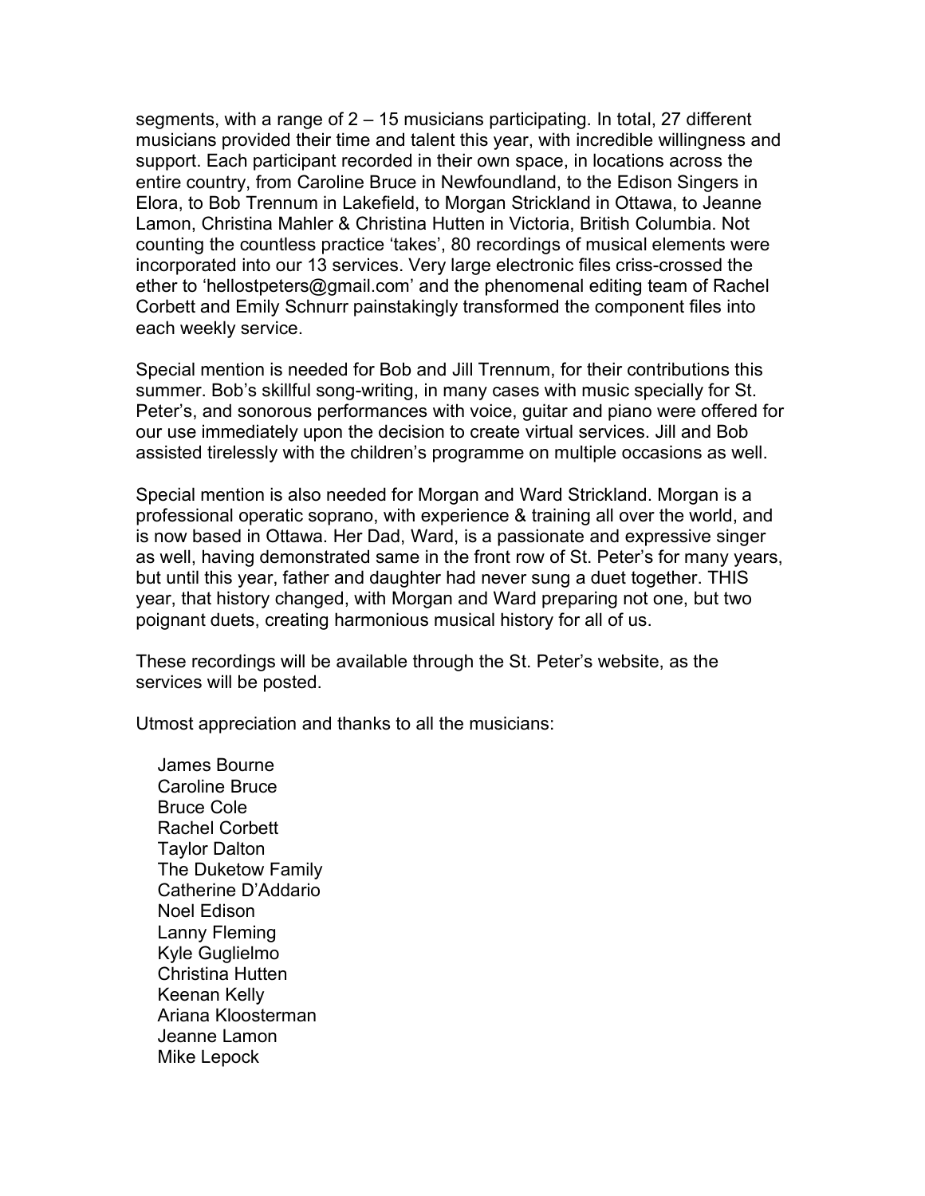segments, with a range of 2 – 15 musicians participating. In total, 27 different musicians provided their time and talent this year, with incredible willingness and support. Each participant recorded in their own space, in locations across the entire country, from Caroline Bruce in Newfoundland, to the Edison Singers in Elora, to Bob Trennum in Lakefield, to Morgan Strickland in Ottawa, to Jeanne Lamon, Christina Mahler & Christina Hutten in Victoria, British Columbia. Not counting the countless practice 'takes', 80 recordings of musical elements were incorporated into our 13 services. Very large electronic files criss-crossed the ether to 'hellostpeters@gmail.com' and the phenomenal editing team of Rachel Corbett and Emily Schnurr painstakingly transformed the component files into each weekly service.

Special mention is needed for Bob and Jill Trennum, for their contributions this summer. Bob's skillful song-writing, in many cases with music specially for St. Peter's, and sonorous performances with voice, guitar and piano were offered for our use immediately upon the decision to create virtual services. Jill and Bob assisted tirelessly with the children's programme on multiple occasions as well.

Special mention is also needed for Morgan and Ward Strickland. Morgan is a professional operatic soprano, with experience & training all over the world, and is now based in Ottawa. Her Dad, Ward, is a passionate and expressive singer as well, having demonstrated same in the front row of St. Peter's for many years, but until this year, father and daughter had never sung a duet together. THIS year, that history changed, with Morgan and Ward preparing not one, but two poignant duets, creating harmonious musical history for all of us.

These recordings will be available through the St. Peter's website, as the services will be posted.

Utmost appreciation and thanks to all the musicians:

James Bourne
Caroline Bruce
Bruce Cole
Rachel Corbett
Taylor Dalton
The Duketow Family
Catherine D'Addario
Noel Edison
Lanny Fleming
Kyle Guglielmo
Christina Hutten
Keenan Kelly
Ariana Kloosterman
Jeanne Lamon
Mike Lepock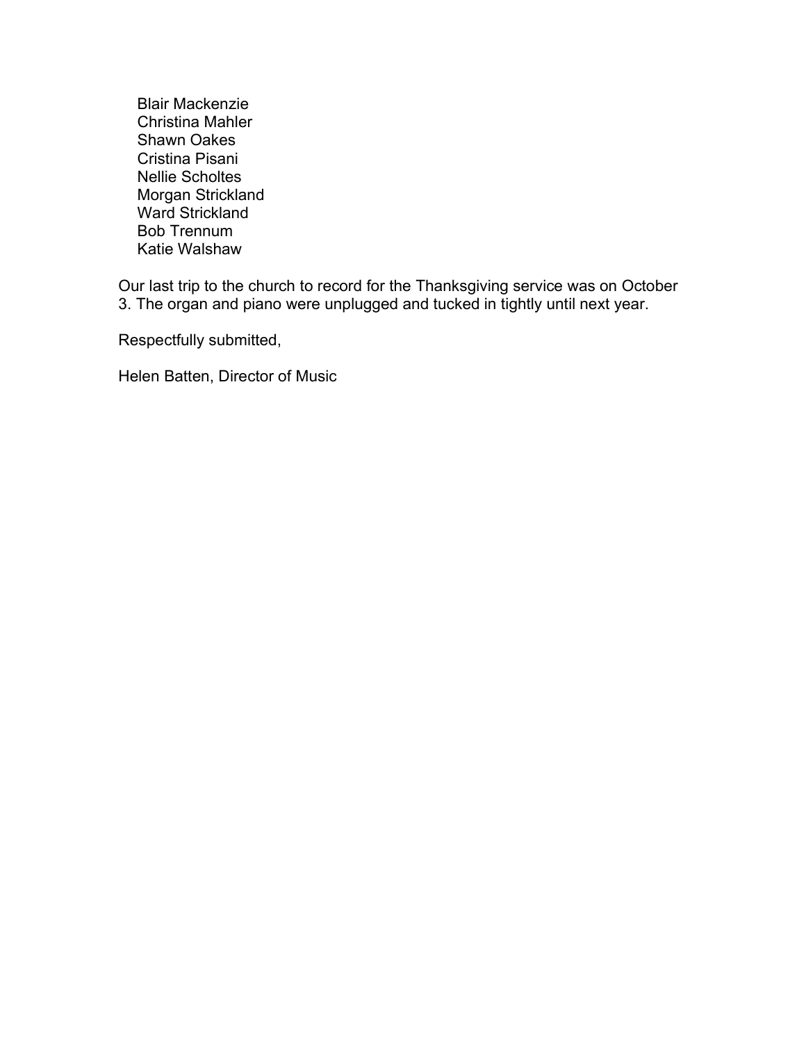Blair Mackenzie
Christina Mahler
Shawn Oakes
Cristina Pisani
Nellie Scholtes
Morgan Strickland
Ward Strickland
Bob Trennum
Katie Walshaw

Our last trip to the church to record for the Thanksgiving service was on October 3. The organ and piano were unplugged and tucked in tightly until next year.

Respectfully submitted,

Helen Batten, Director of Music